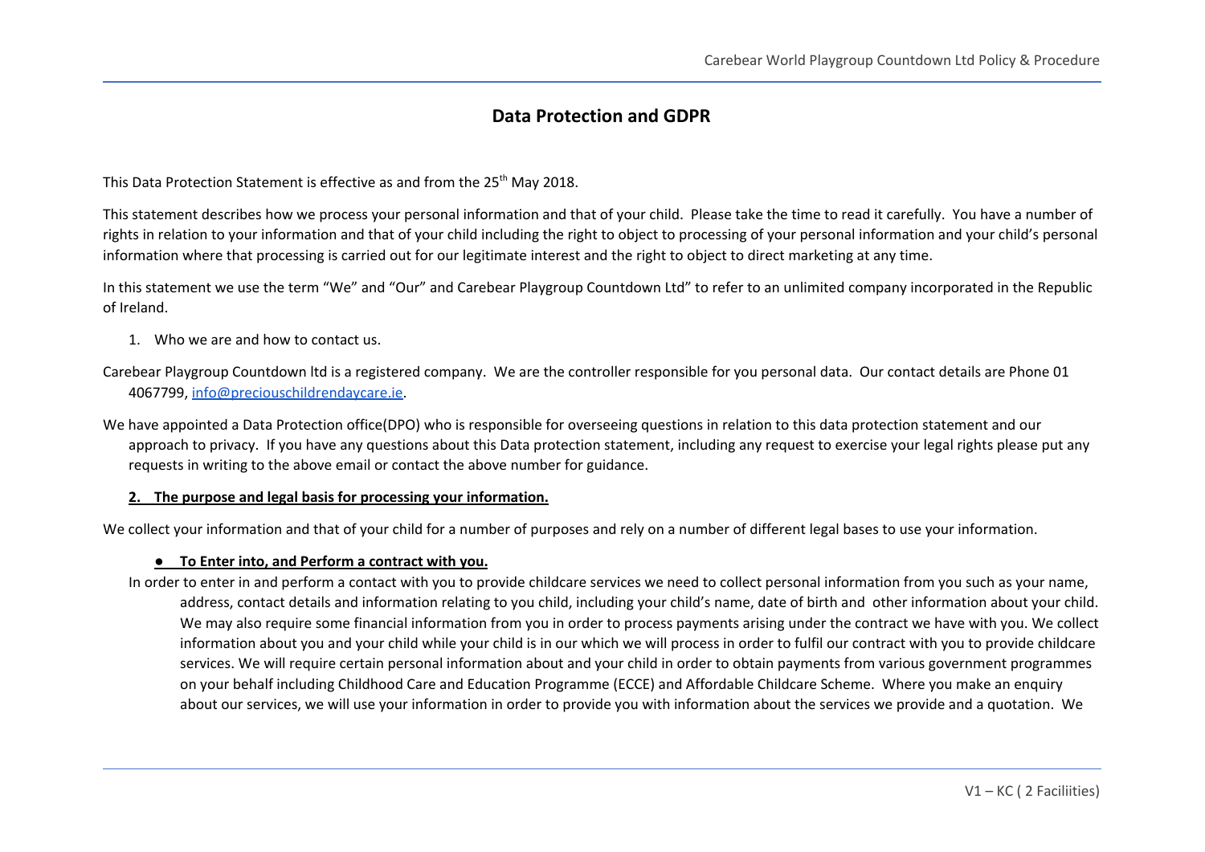# Data Protection and GDPR

This Data Protection Statement is effective as and from the 25th May 2018.

This statement describes how we process your personal information and that of your child. Please take the time to read it carefully. You have a number of rights in relation to your information and that of your child including the right to object to processing of your personal information and your child's personal information where that processing is carried out for our legitimate interest and the right to object to direct marketing at any time.

In this statement we use the term "We" and "Our" and Carebear Playgroup Countdown Ltd" to refer to an unlimited company incorporated in the Republic of Ireland.

1. Who we are and how to contact us.

Carebear Playgroup Countdown ltd is a registered company. We are the controller responsible for you personal data. Our contact details are Phone 01 4067799, info@preciouschildrendaycare.ie.

We have appointed a Data Protection office(DPO) who is responsible for overseeing questions in relation to this data protection statement and our approach to privacy. If you have any questions about this Data protection statement, including any request to exercise your legal rights please put any requests in writing to the above email or contact the above number for guidance.

**2. The purpose and legal basis for processing your information.**

We collect your information and that of your child for a number of purposes and rely on a number of different legal bases to use your information.

- **To Enter into, and Perform a contract with you.**

In order to enter in and perform a contact with you to provide childcare services we need to collect personal information from you such as your name, address, contact details and information relating to you child, including your child's name, date of birth and other information about your child. We may also require some financial information from you in order to process payments arising under the contract we have with you. We collect information about you and your child while your child is in our which we will process in order to fulfil our contract with you to provide childcare services. We will require certain personal information about and your child in order to obtain payments from various government programmes on your behalf including Childhood Care and Education Programme (ECCE) and Affordable Childcare Scheme. Where you make an enquiry about our services, we will use your information in order to provide you with information about the services we provide and a quotation. We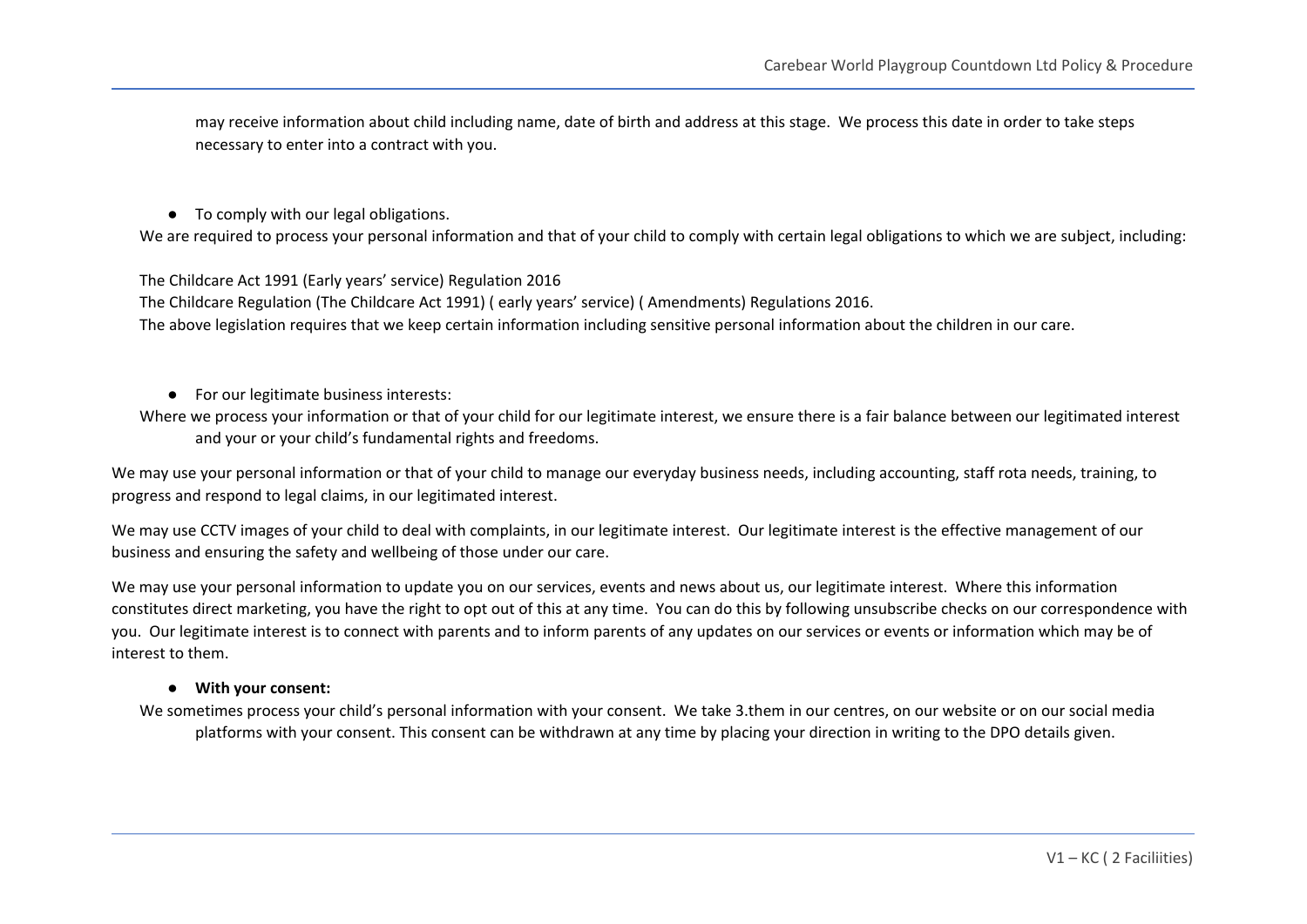may receive information about child including name, date of birth and address at this stage. We process this date in order to take steps necessary to enter into a contract with you.

- To comply with our legal obligations.

We are required to process your personal information and that of your child to comply with certain legal obligations to which we are subject, including:

The Childcare Act 1991 (Early years' service) Regulation 2016
The Childcare Regulation (The Childcare Act 1991) ( early years' service) ( Amendments) Regulations 2016.
The above legislation requires that we keep certain information including sensitive personal information about the children in our care.

- For our legitimate business interests:

Where we process your information or that of your child for our legitimate interest, we ensure there is a fair balance between our legitimated interest and your or your child's fundamental rights and freedoms.

We may use your personal information or that of your child to manage our everyday business needs, including accounting, staff rota needs, training, to progress and respond to legal claims, in our legitimated interest.

We may use CCTV images of your child to deal with complaints, in our legitimate interest. Our legitimate interest is the effective management of our business and ensuring the safety and wellbeing of those under our care.

We may use your personal information to update you on our services, events and news about us, our legitimate interest. Where this information constitutes direct marketing, you have the right to opt out of this at any time. You can do this by following unsubscribe checks on our correspondence with you. Our legitimate interest is to connect with parents and to inform parents of any updates on our services or events or information which may be of interest to them.

- **With your consent:**

We sometimes process your child's personal information with your consent. We take 3.them in our centres, on our website or on our social media platforms with your consent. This consent can be withdrawn at any time by placing your direction in writing to the DPO details given.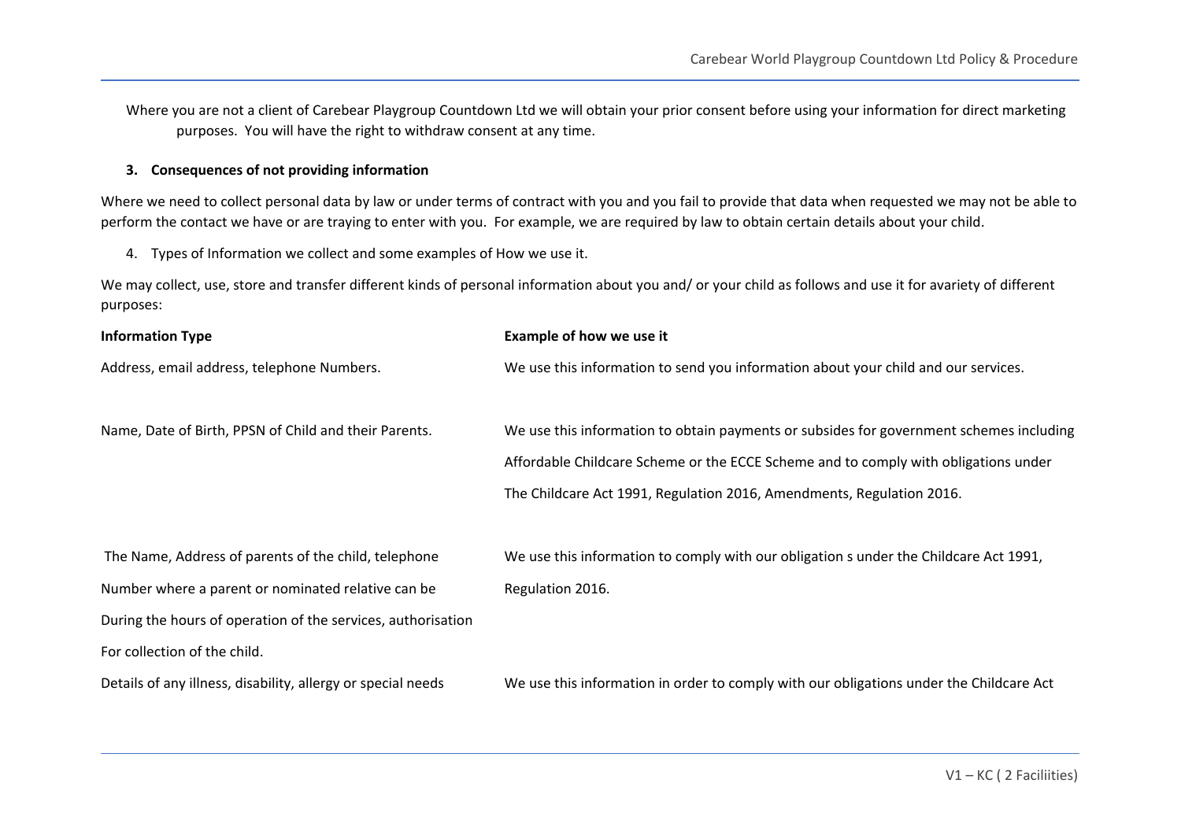Where you are not a client of Carebear Playgroup Countdown Ltd we will obtain your prior consent before using your information for direct marketing purposes. You will have the right to withdraw consent at any time.

**3. Consequences of not providing information**

Where we need to collect personal data by law or under terms of contract with you and you fail to provide that data when requested we may not be able to perform the contact we have or are traying to enter with you. For example, we are required by law to obtain certain details about your child.

4. Types of Information we collect and some examples of How we use it.

We may collect, use, store and transfer different kinds of personal information about you and/ or your child as follows and use it for avariety of different purposes:

| **Information Type** | **Example of how we use it** |
|---|---|
| Address, email address, telephone Numbers. | We use this information to send you information about your child and our services. |
| Name, Date of Birth, PPSN of Child and their Parents. | We use this information to obtain payments or subsides for government schemes including Affordable Childcare Scheme or the ECCE Scheme and to comply with obligations under The Childcare Act 1991, Regulation 2016, Amendments, Regulation 2016. |
| The Name, Address of parents of the child, telephone Number where a parent or nominated relative can be During the hours of operation of the services, authorisation For collection of the child. | We use this information to comply with our obligation s under the Childcare Act 1991, Regulation 2016. |
| Details of any illness, disability, allergy or special needs | We use this information in order to comply with our obligations under the Childcare Act |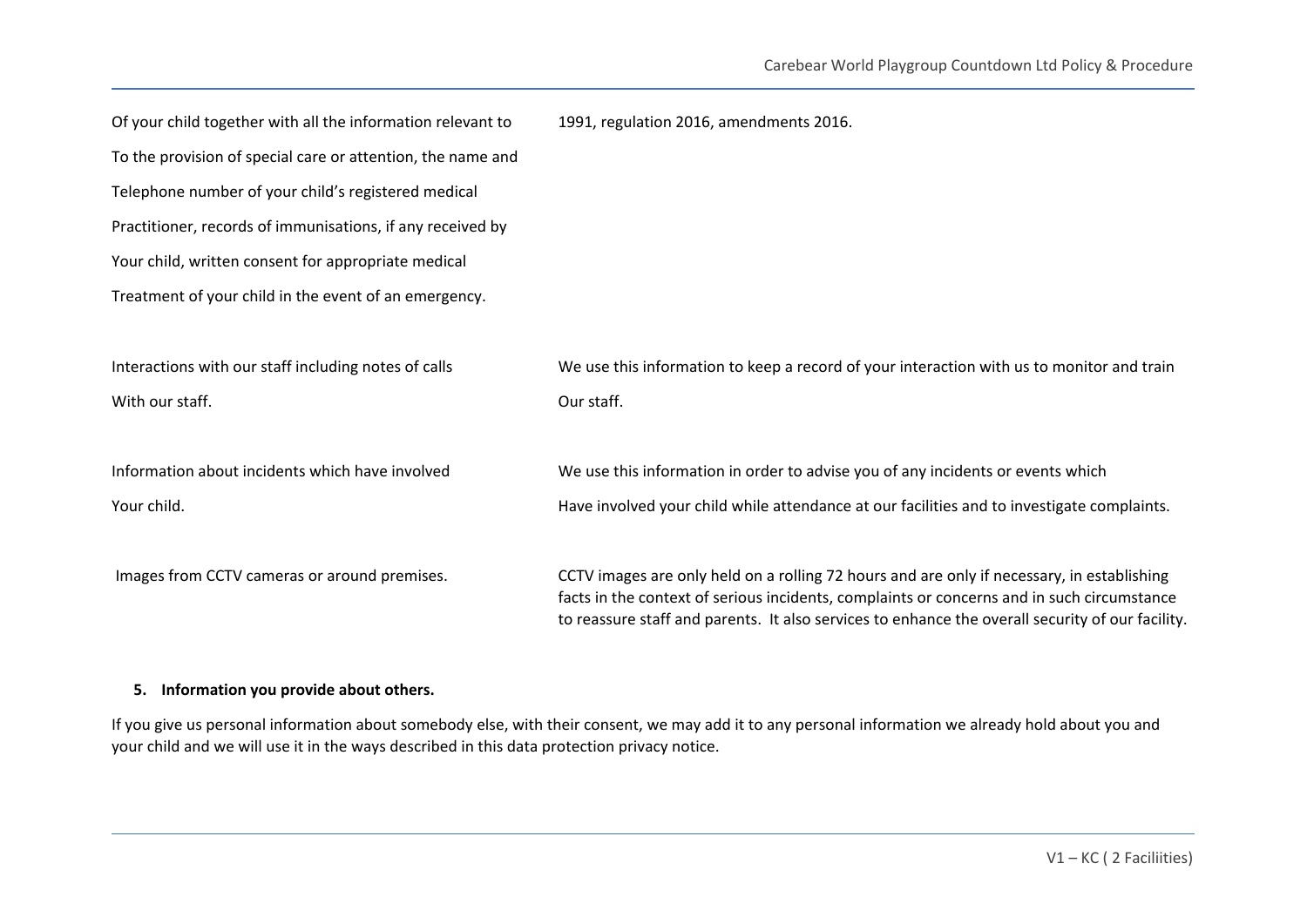| | |
|---|---|
| Of your child together with all the information relevant to To the provision of special care or attention, the name and Telephone number of your child's registered medical Practitioner, records of immunisations, if any received by Your child, written consent for appropriate medical Treatment of your child in the event of an emergency. | 1991, regulation 2016, amendments 2016. |
| Interactions with our staff including notes of calls With our staff. | We use this information to keep a record of your interaction with us to monitor and train Our staff. |
| Information about incidents which have involved Your child. | We use this information in order to advise you of any incidents or events which Have involved your child while attendance at our facilities and to investigate complaints. |
| Images from CCTV cameras or around premises. | CCTV images are only held on a rolling 72 hours and are only if necessary, in establishing facts in the context of serious incidents, complaints or concerns and in such circumstance to reassure staff and parents. It also services to enhance the overall security of our facility. |

**5. Information you provide about others.**

If you give us personal information about somebody else, with their consent, we may add it to any personal information we already hold about you and your child and we will use it in the ways described in this data protection privacy notice.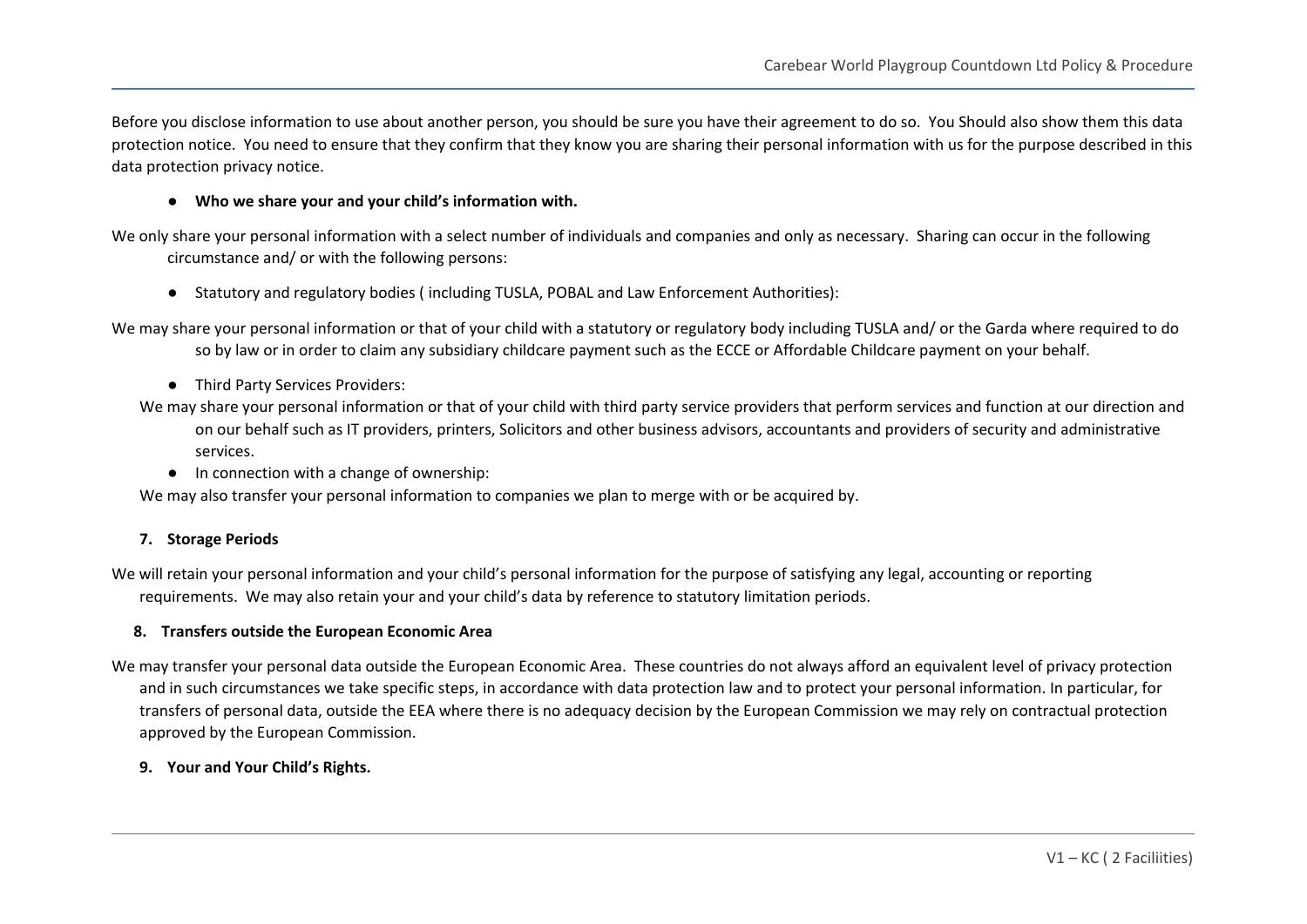Before you disclose information to use about another person, you should be sure you have their agreement to do so. You Should also show them this data protection notice. You need to ensure that they confirm that they know you are sharing their personal information with us for the purpose described in this data protection privacy notice.

- **Who we share your and your child's information with.**

We only share your personal information with a select number of individuals and companies and only as necessary. Sharing can occur in the following circumstance and/ or with the following persons:

- Statutory and regulatory bodies ( including TUSLA, POBAL and Law Enforcement Authorities):

We may share your personal information or that of your child with a statutory or regulatory body including TUSLA and/ or the Garda where required to do so by law or in order to claim any subsidiary childcare payment such as the ECCE or Affordable Childcare payment on your behalf.

- Third Party Services Providers:

We may share your personal information or that of your child with third party service providers that perform services and function at our direction and on our behalf such as IT providers, printers, Solicitors and other business advisors, accountants and providers of security and administrative services.

- In connection with a change of ownership:

We may also transfer your personal information to companies we plan to merge with or be acquired by.

**7. Storage Periods**

We will retain your personal information and your child's personal information for the purpose of satisfying any legal, accounting or reporting requirements. We may also retain your and your child's data by reference to statutory limitation periods.

**8. Transfers outside the European Economic Area**

We may transfer your personal data outside the European Economic Area. These countries do not always afford an equivalent level of privacy protection and in such circumstances we take specific steps, in accordance with data protection law and to protect your personal information. In particular, for transfers of personal data, outside the EEA where there is no adequacy decision by the European Commission we may rely on contractual protection approved by the European Commission.

**9. Your and Your Child's Rights.**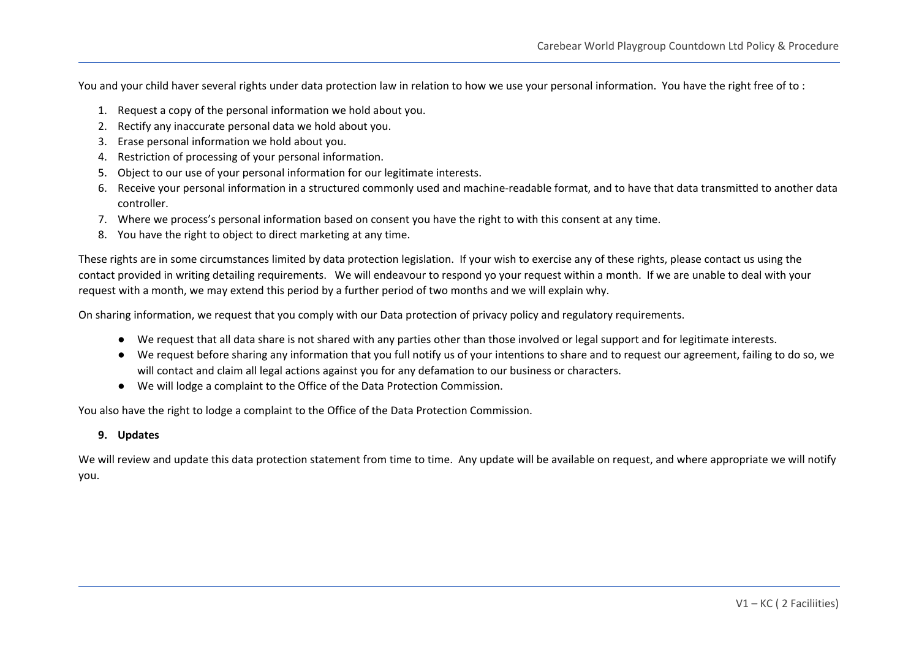You and your child haver several rights under data protection law in relation to how we use your personal information. You have the right free of to :

1. Request a copy of the personal information we hold about you.
2. Rectify any inaccurate personal data we hold about you.
3. Erase personal information we hold about you.
4. Restriction of processing of your personal information.
5. Object to our use of your personal information for our legitimate interests.
6. Receive your personal information in a structured commonly used and machine-readable format, and to have that data transmitted to another data controller.
7. Where we process's personal information based on consent you have the right to with this consent at any time.
8. You have the right to object to direct marketing at any time.

These rights are in some circumstances limited by data protection legislation. If your wish to exercise any of these rights, please contact us using the contact provided in writing detailing requirements. We will endeavour to respond yo your request within a month. If we are unable to deal with your request with a month, we may extend this period by a further period of two months and we will explain why.

On sharing information, we request that you comply with our Data protection of privacy policy and regulatory requirements.

- We request that all data share is not shared with any parties other than those involved or legal support and for legitimate interests.
- We request before sharing any information that you full notify us of your intentions to share and to request our agreement, failing to do so, we will contact and claim all legal actions against you for any defamation to our business or characters.
- We will lodge a complaint to the Office of the Data Protection Commission.

You also have the right to lodge a complaint to the Office of the Data Protection Commission.

**9. Updates**

We will review and update this data protection statement from time to time. Any update will be available on request, and where appropriate we will notify you.